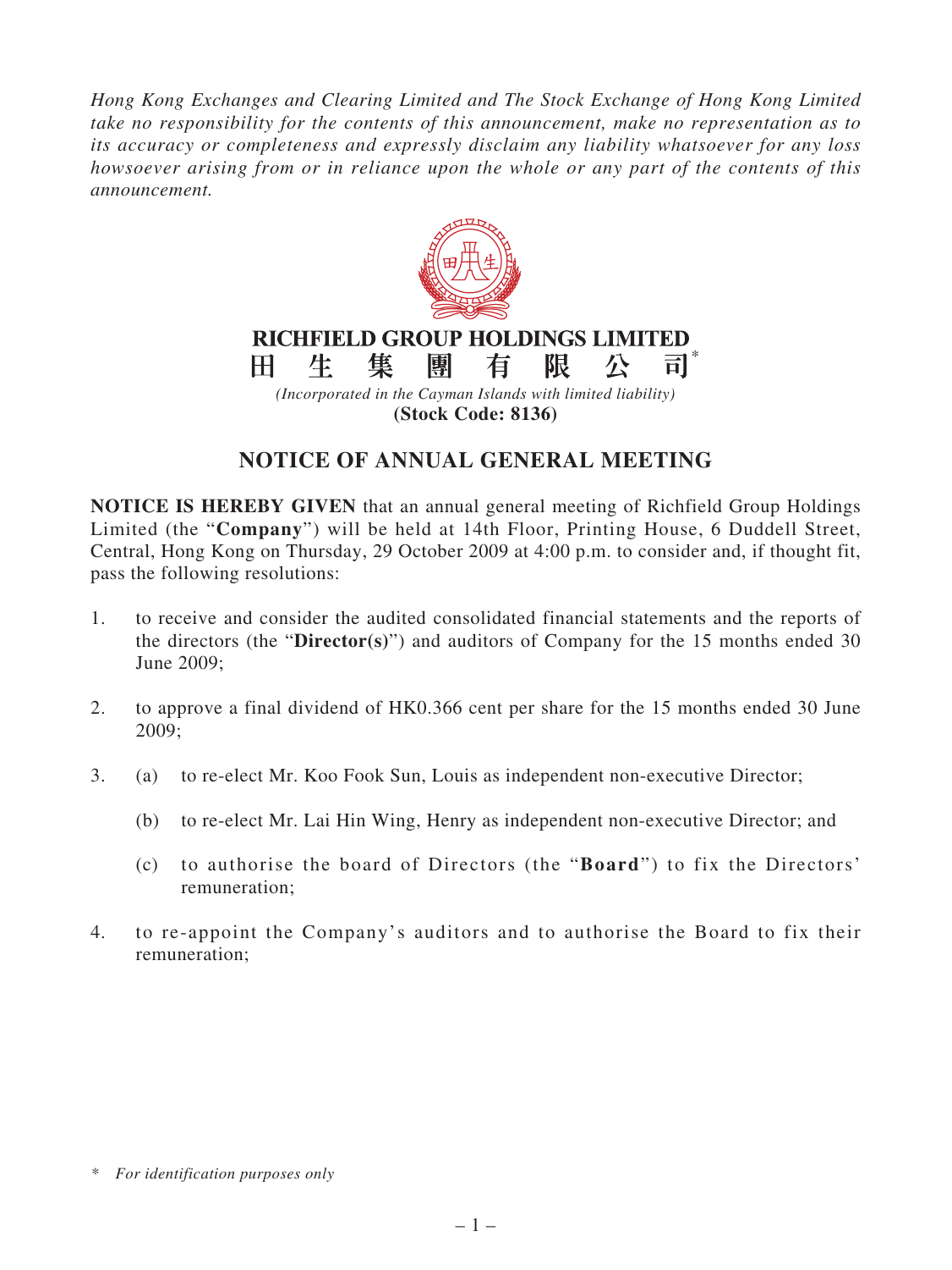*Hong Kong Exchanges and Clearing Limited and The Stock Exchange of Hong Kong Limited take no responsibility for the contents of this announcement, make no representation as to its accuracy or completeness and expressly disclaim any liability whatsoever for any loss howsoever arising from or in reliance upon the whole or any part of the contents of this announcement.*

**RICHFIELD GROUP HOLDINGS LIMITED**

**田生集團有限公司***

*(Incorporated in the Cayman Islands with limited liability)*

**(Stock Code: 8136)**

# NOTICE OF ANNUAL GENERAL MEETING

**NOTICE IS HEREBY GIVEN** that an annual general meeting of Richfield Group Holdings Limited (the "**Company**") will be held at 14th Floor, Printing House, 6 Duddell Street, Central, Hong Kong on Thursday, 29 October 2009 at 4:00 p.m. to consider and, if thought fit, pass the following resolutions:

1. to receive and consider the audited consolidated financial statements and the reports of the directors (the "**Director(s)**") and auditors of Company for the 15 months ended 30 June 2009;

2. to approve a final dividend of HK0.366 cent per share for the 15 months ended 30 June 2009;

3. (a) to re-elect Mr. Koo Fook Sun, Louis as independent non-executive Director;

   (b) to re-elect Mr. Lai Hin Wing, Henry as independent non-executive Director; and

   (c) to authorise the board of Directors (the "**Board**") to fix the Directors' remuneration;

4. to re-appoint the Company's auditors and to authorise the Board to fix their remuneration;

\* *For identification purposes only*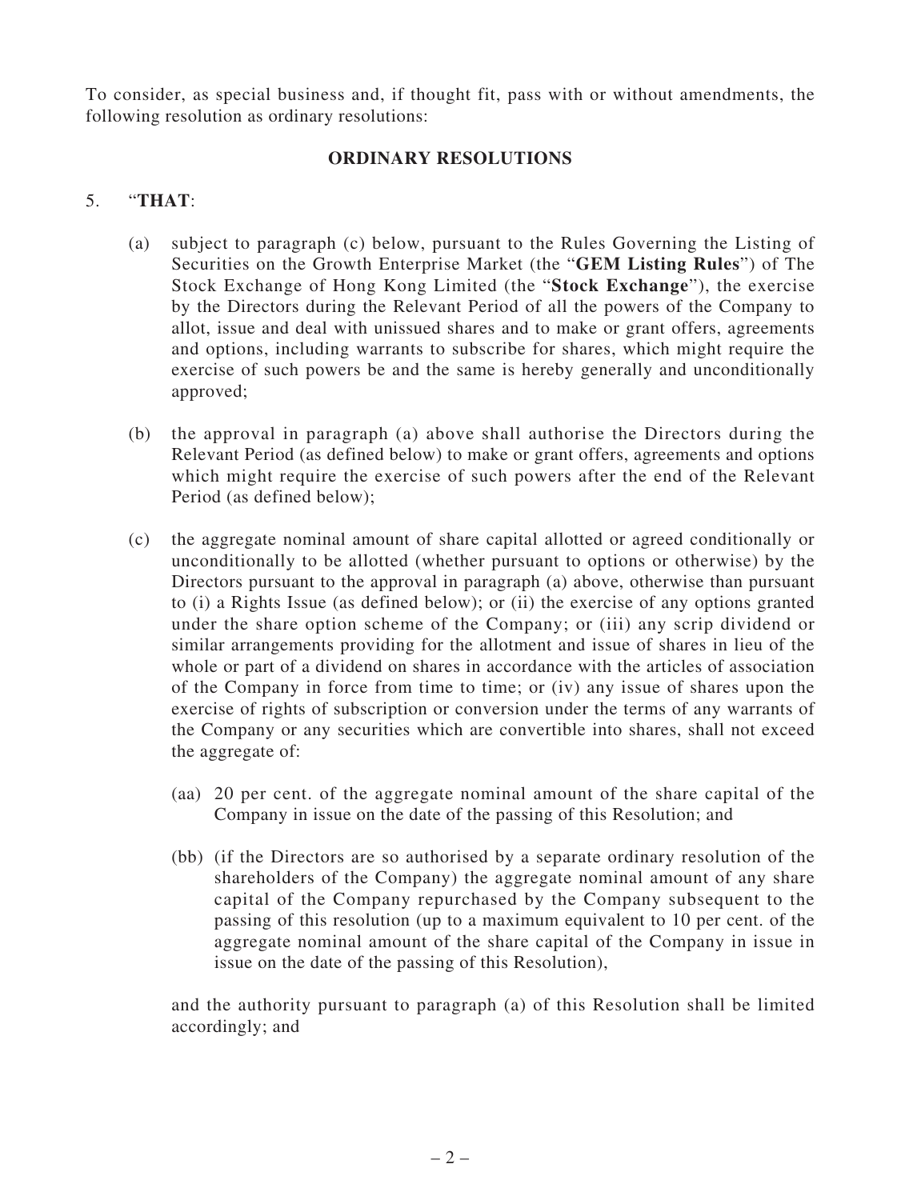To consider, as special business and, if thought fit, pass with or without amendments, the following resolution as ordinary resolutions:

## ORDINARY RESOLUTIONS

5. "**THAT**:

   (a) subject to paragraph (c) below, pursuant to the Rules Governing the Listing of Securities on the Growth Enterprise Market (the "**GEM Listing Rules**") of The Stock Exchange of Hong Kong Limited (the "**Stock Exchange**"), the exercise by the Directors during the Relevant Period of all the powers of the Company to allot, issue and deal with unissued shares and to make or grant offers, agreements and options, including warrants to subscribe for shares, which might require the exercise of such powers be and the same is hereby generally and unconditionally approved;

   (b) the approval in paragraph (a) above shall authorise the Directors during the Relevant Period (as defined below) to make or grant offers, agreements and options which might require the exercise of such powers after the end of the Relevant Period (as defined below);

   (c) the aggregate nominal amount of share capital allotted or agreed conditionally or unconditionally to be allotted (whether pursuant to options or otherwise) by the Directors pursuant to the approval in paragraph (a) above, otherwise than pursuant to (i) a Rights Issue (as defined below); or (ii) the exercise of any options granted under the share option scheme of the Company; or (iii) any scrip dividend or similar arrangements providing for the allotment and issue of shares in lieu of the whole or part of a dividend on shares in accordance with the articles of association of the Company in force from time to time; or (iv) any issue of shares upon the exercise of rights of subscription or conversion under the terms of any warrants of the Company or any securities which are convertible into shares, shall not exceed the aggregate of:

      (aa) 20 per cent. of the aggregate nominal amount of the share capital of the Company in issue on the date of the passing of this Resolution; and

      (bb) (if the Directors are so authorised by a separate ordinary resolution of the shareholders of the Company) the aggregate nominal amount of any share capital of the Company repurchased by the Company subsequent to the passing of this resolution (up to a maximum equivalent to 10 per cent. of the aggregate nominal amount of the share capital of the Company in issue in issue on the date of the passing of this Resolution),

   and the authority pursuant to paragraph (a) of this Resolution shall be limited accordingly; and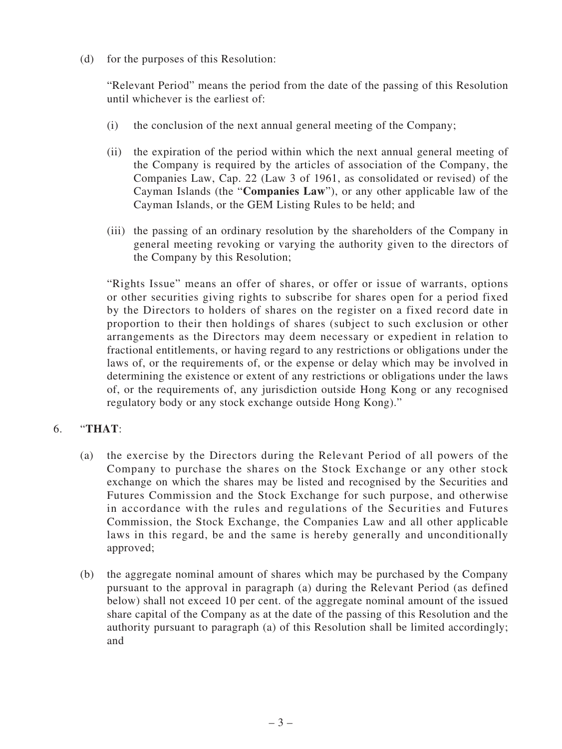(d) for the purposes of this Resolution:

"Relevant Period" means the period from the date of the passing of this Resolution until whichever is the earliest of:

(i) the conclusion of the next annual general meeting of the Company;

(ii) the expiration of the period within which the next annual general meeting of the Company is required by the articles of association of the Company, the Companies Law, Cap. 22 (Law 3 of 1961, as consolidated or revised) of the Cayman Islands (the "**Companies Law**"), or any other applicable law of the Cayman Islands, or the GEM Listing Rules to be held; and

(iii) the passing of an ordinary resolution by the shareholders of the Company in general meeting revoking or varying the authority given to the directors of the Company by this Resolution;

"Rights Issue" means an offer of shares, or offer or issue of warrants, options or other securities giving rights to subscribe for shares open for a period fixed by the Directors to holders of shares on the register on a fixed record date in proportion to their then holdings of shares (subject to such exclusion or other arrangements as the Directors may deem necessary or expedient in relation to fractional entitlements, or having regard to any restrictions or obligations under the laws of, or the requirements of, or the expense or delay which may be involved in determining the existence or extent of any restrictions or obligations under the laws of, or the requirements of, any jurisdiction outside Hong Kong or any recognised regulatory body or any stock exchange outside Hong Kong)."

6. "**THAT**:

(a) the exercise by the Directors during the Relevant Period of all powers of the Company to purchase the shares on the Stock Exchange or any other stock exchange on which the shares may be listed and recognised by the Securities and Futures Commission and the Stock Exchange for such purpose, and otherwise in accordance with the rules and regulations of the Securities and Futures Commission, the Stock Exchange, the Companies Law and all other applicable laws in this regard, be and the same is hereby generally and unconditionally approved;

(b) the aggregate nominal amount of shares which may be purchased by the Company pursuant to the approval in paragraph (a) during the Relevant Period (as defined below) shall not exceed 10 per cent. of the aggregate nominal amount of the issued share capital of the Company as at the date of the passing of this Resolution and the authority pursuant to paragraph (a) of this Resolution shall be limited accordingly; and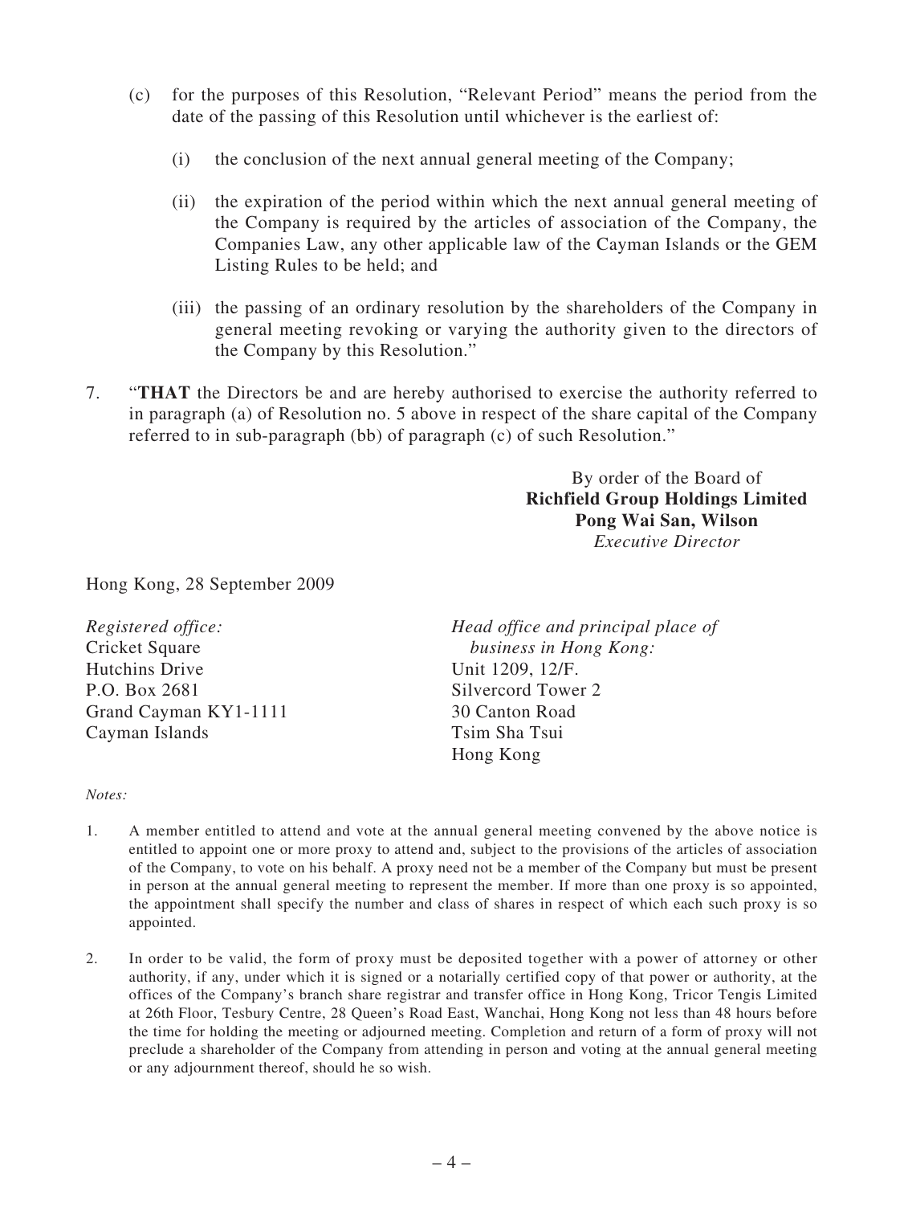(c) for the purposes of this Resolution, "Relevant Period" means the period from the date of the passing of this Resolution until whichever is the earliest of:

(i) the conclusion of the next annual general meeting of the Company;

(ii) the expiration of the period within which the next annual general meeting of the Company is required by the articles of association of the Company, the Companies Law, any other applicable law of the Cayman Islands or the GEM Listing Rules to be held; and

(iii) the passing of an ordinary resolution by the shareholders of the Company in general meeting revoking or varying the authority given to the directors of the Company by this Resolution."

7. "**THAT** the Directors be and are hereby authorised to exercise the authority referred to in paragraph (a) of Resolution no. 5 above in respect of the share capital of the Company referred to in sub-paragraph (bb) of paragraph (c) of such Resolution."

By order of the Board of
**Richfield Group Holdings Limited**
**Pong Wai San, Wilson**
*Executive Director*

Hong Kong, 28 September 2009

*Registered office:*
Cricket Square
Hutchins Drive
P.O. Box 2681
Grand Cayman KY1-1111
Cayman Islands

*Head office and principal place of business in Hong Kong:*
Unit 1209, 12/F.
Silvercord Tower 2
30 Canton Road
Tsim Sha Tsui
Hong Kong

*Notes:*

1. A member entitled to attend and vote at the annual general meeting convened by the above notice is entitled to appoint one or more proxy to attend and, subject to the provisions of the articles of association of the Company, to vote on his behalf. A proxy need not be a member of the Company but must be present in person at the annual general meeting to represent the member. If more than one proxy is so appointed, the appointment shall specify the number and class of shares in respect of which each such proxy is so appointed.

2. In order to be valid, the form of proxy must be deposited together with a power of attorney or other authority, if any, under which it is signed or a notarially certified copy of that power or authority, at the offices of the Company's branch share registrar and transfer office in Hong Kong, Tricor Tengis Limited at 26th Floor, Tesbury Centre, 28 Queen's Road East, Wanchai, Hong Kong not less than 48 hours before the time for holding the meeting or adjourned meeting. Completion and return of a form of proxy will not preclude a shareholder of the Company from attending in person and voting at the annual general meeting or any adjournment thereof, should he so wish.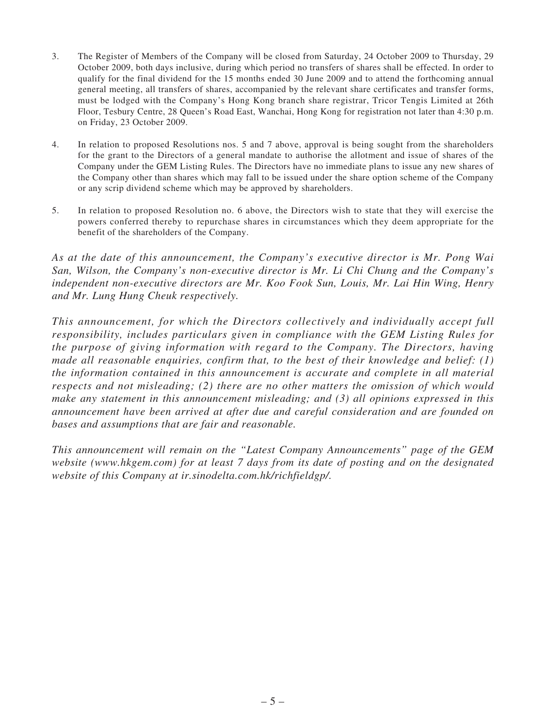3. The Register of Members of the Company will be closed from Saturday, 24 October 2009 to Thursday, 29 October 2009, both days inclusive, during which period no transfers of shares shall be effected. In order to qualify for the final dividend for the 15 months ended 30 June 2009 and to attend the forthcoming annual general meeting, all transfers of shares, accompanied by the relevant share certificates and transfer forms, must be lodged with the Company's Hong Kong branch share registrar, Tricor Tengis Limited at 26th Floor, Tesbury Centre, 28 Queen's Road East, Wanchai, Hong Kong for registration not later than 4:30 p.m. on Friday, 23 October 2009.

4. In relation to proposed Resolutions nos. 5 and 7 above, approval is being sought from the shareholders for the grant to the Directors of a general mandate to authorise the allotment and issue of shares of the Company under the GEM Listing Rules. The Directors have no immediate plans to issue any new shares of the Company other than shares which may fall to be issued under the share option scheme of the Company or any scrip dividend scheme which may be approved by shareholders.

5. In relation to proposed Resolution no. 6 above, the Directors wish to state that they will exercise the powers conferred thereby to repurchase shares in circumstances which they deem appropriate for the benefit of the shareholders of the Company.

*As at the date of this announcement, the Company's executive director is Mr. Pong Wai San, Wilson, the Company's non-executive director is Mr. Li Chi Chung and the Company's independent non-executive directors are Mr. Koo Fook Sun, Louis, Mr. Lai Hin Wing, Henry and Mr. Lung Hung Cheuk respectively.*

*This announcement, for which the Directors collectively and individually accept full responsibility, includes particulars given in compliance with the GEM Listing Rules for the purpose of giving information with regard to the Company. The Directors, having made all reasonable enquiries, confirm that, to the best of their knowledge and belief: (1) the information contained in this announcement is accurate and complete in all material respects and not misleading; (2) there are no other matters the omission of which would make any statement in this announcement misleading; and (3) all opinions expressed in this announcement have been arrived at after due and careful consideration and are founded on bases and assumptions that are fair and reasonable.*

*This announcement will remain on the "Latest Company Announcements" page of the GEM website (www.hkgem.com) for at least 7 days from its date of posting and on the designated website of this Company at ir.sinodelta.com.hk/richfieldgp/.*